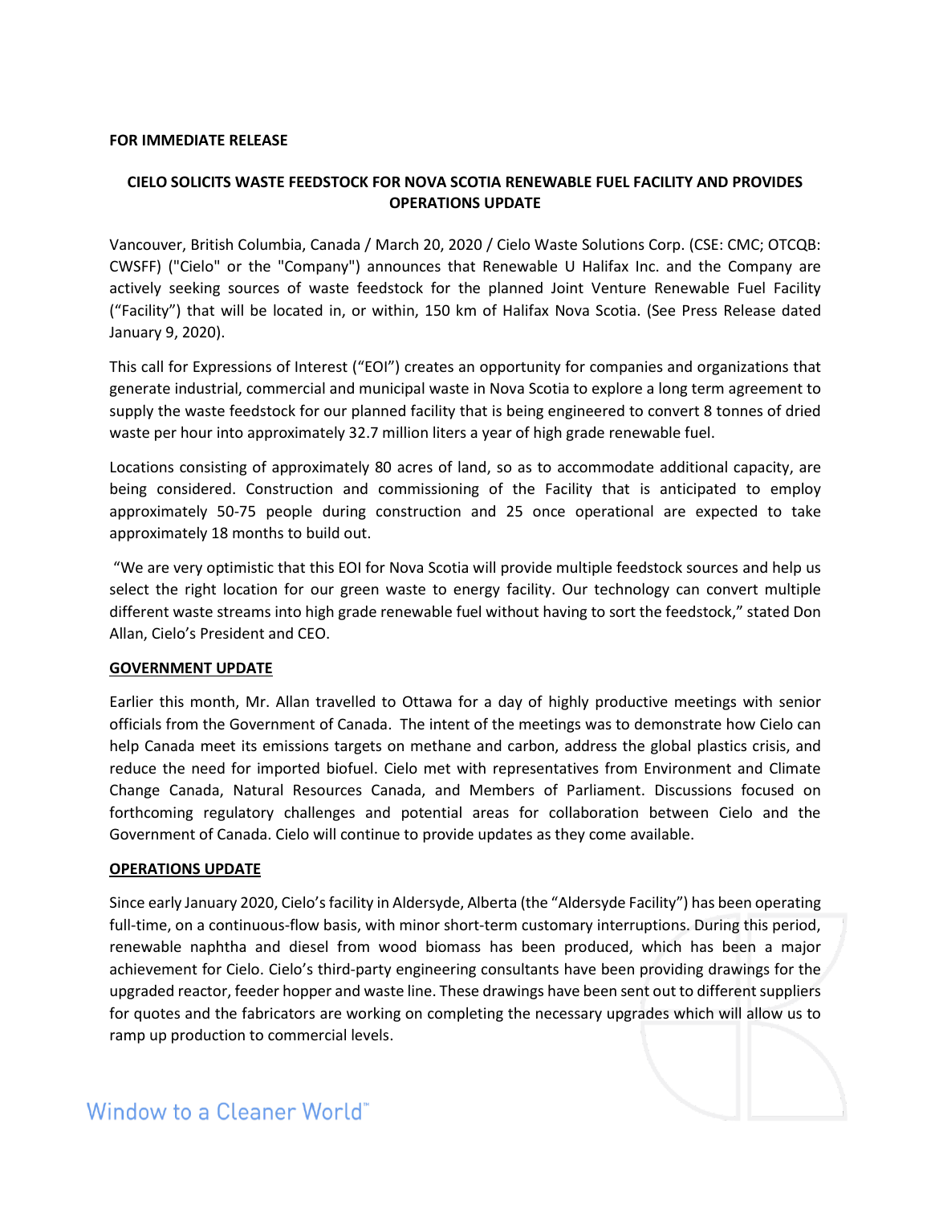**FOR IMMEDIATE RELEASE**

# CIELO SOLICITS WASTE FEEDSTOCK FOR NOVA SCOTIA RENEWABLE FUEL FACILITY AND PROVIDES OPERATIONS UPDATE

Vancouver, British Columbia, Canada / March 20, 2020 / Cielo Waste Solutions Corp. (CSE: CMC; OTCQB: CWSFF) ("Cielo" or the "Company") announces that Renewable U Halifax Inc. and the Company are actively seeking sources of waste feedstock for the planned Joint Venture Renewable Fuel Facility ("Facility") that will be located in, or within, 150 km of Halifax Nova Scotia. (See Press Release dated January 9, 2020).

This call for Expressions of Interest ("EOI") creates an opportunity for companies and organizations that generate industrial, commercial and municipal waste in Nova Scotia to explore a long term agreement to supply the waste feedstock for our planned facility that is being engineered to convert 8 tonnes of dried waste per hour into approximately 32.7 million liters a year of high grade renewable fuel.

Locations consisting of approximately 80 acres of land, so as to accommodate additional capacity, are being considered. Construction and commissioning of the Facility that is anticipated to employ approximately 50-75 people during construction and 25 once operational are expected to take approximately 18 months to build out.

"We are very optimistic that this EOI for Nova Scotia will provide multiple feedstock sources and help us select the right location for our green waste to energy facility. Our technology can convert multiple different waste streams into high grade renewable fuel without having to sort the feedstock," stated Don Allan, Cielo's President and CEO.

## GOVERNMENT UPDATE

Earlier this month, Mr. Allan travelled to Ottawa for a day of highly productive meetings with senior officials from the Government of Canada. The intent of the meetings was to demonstrate how Cielo can help Canada meet its emissions targets on methane and carbon, address the global plastics crisis, and reduce the need for imported biofuel. Cielo met with representatives from Environment and Climate Change Canada, Natural Resources Canada, and Members of Parliament. Discussions focused on forthcoming regulatory challenges and potential areas for collaboration between Cielo and the Government of Canada. Cielo will continue to provide updates as they come available.

## OPERATIONS UPDATE

Since early January 2020, Cielo's facility in Aldersyde, Alberta (the "Aldersyde Facility") has been operating full-time, on a continuous-flow basis, with minor short-term customary interruptions. During this period, renewable naphtha and diesel from wood biomass has been produced, which has been a major achievement for Cielo. Cielo's third-party engineering consultants have been providing drawings for the upgraded reactor, feeder hopper and waste line. These drawings have been sent out to different suppliers for quotes and the fabricators are working on completing the necessary upgrades which will allow us to ramp up production to commercial levels.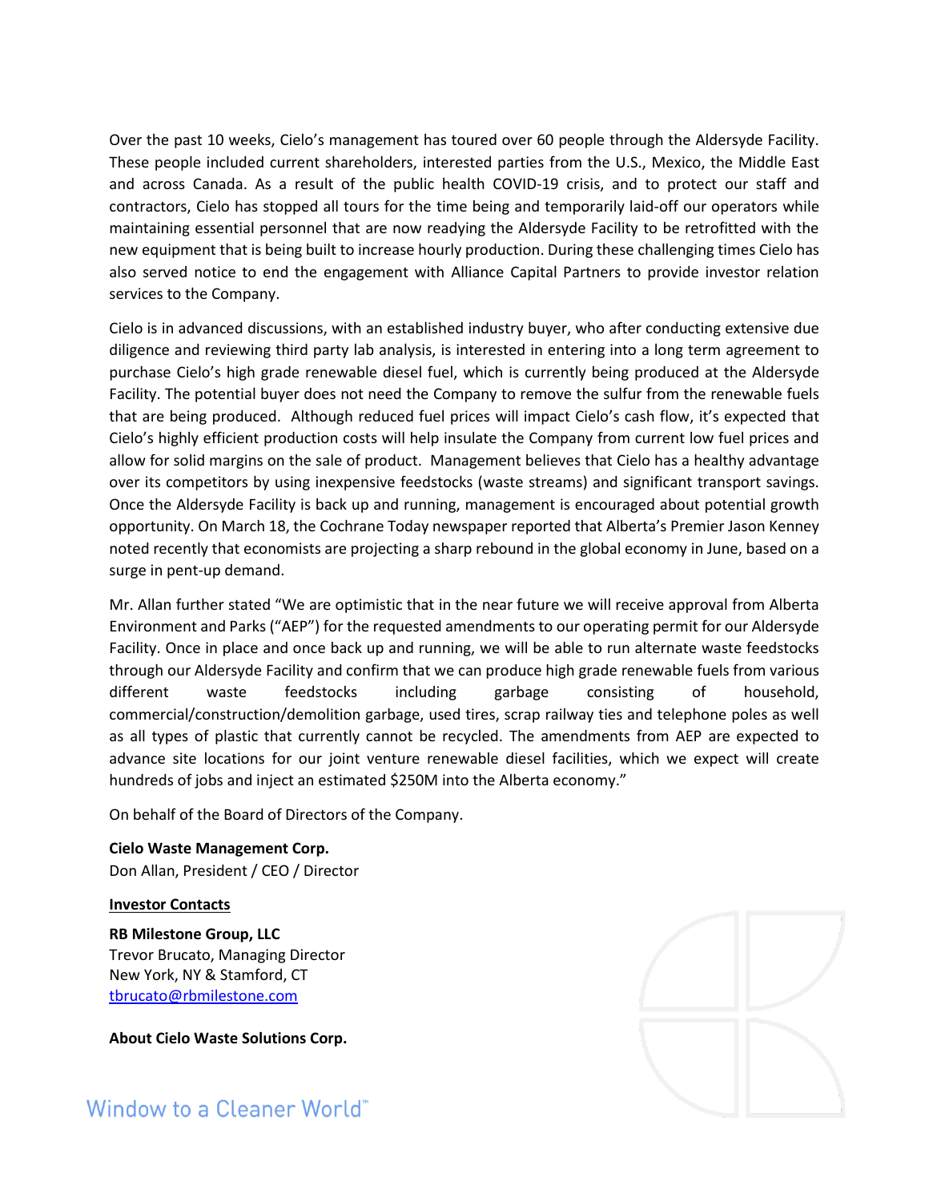Over the past 10 weeks, Cielo's management has toured over 60 people through the Aldersyde Facility. These people included current shareholders, interested parties from the U.S., Mexico, the Middle East and across Canada. As a result of the public health COVID-19 crisis, and to protect our staff and contractors, Cielo has stopped all tours for the time being and temporarily laid-off our operators while maintaining essential personnel that are now readying the Aldersyde Facility to be retrofitted with the new equipment that is being built to increase hourly production. During these challenging times Cielo has also served notice to end the engagement with Alliance Capital Partners to provide investor relation services to the Company.

Cielo is in advanced discussions, with an established industry buyer, who after conducting extensive due diligence and reviewing third party lab analysis, is interested in entering into a long term agreement to purchase Cielo's high grade renewable diesel fuel, which is currently being produced at the Aldersyde Facility. The potential buyer does not need the Company to remove the sulfur from the renewable fuels that are being produced. Although reduced fuel prices will impact Cielo's cash flow, it's expected that Cielo's highly efficient production costs will help insulate the Company from current low fuel prices and allow for solid margins on the sale of product. Management believes that Cielo has a healthy advantage over its competitors by using inexpensive feedstocks (waste streams) and significant transport savings. Once the Aldersyde Facility is back up and running, management is encouraged about potential growth opportunity. On March 18, the Cochrane Today newspaper reported that Alberta's Premier Jason Kenney noted recently that economists are projecting a sharp rebound in the global economy in June, based on a surge in pent-up demand.

Mr. Allan further stated "We are optimistic that in the near future we will receive approval from Alberta Environment and Parks ("AEP") for the requested amendments to our operating permit for our Aldersyde Facility. Once in place and once back up and running, we will be able to run alternate waste feedstocks through our Aldersyde Facility and confirm that we can produce high grade renewable fuels from various different waste feedstocks including garbage consisting of household, commercial/construction/demolition garbage, used tires, scrap railway ties and telephone poles as well as all types of plastic that currently cannot be recycled. The amendments from AEP are expected to advance site locations for our joint venture renewable diesel facilities, which we expect will create hundreds of jobs and inject an estimated $250M into the Alberta economy."

On behalf of the Board of Directors of the Company.

**Cielo Waste Management Corp.**
Don Allan, President / CEO / Director

**Investor Contacts**

**RB Milestone Group, LLC**
Trevor Brucato, Managing Director
New York, NY & Stamford, CT
tbrucato@rbmilestone.com

**About Cielo Waste Solutions Corp.**

Window to a Cleaner World™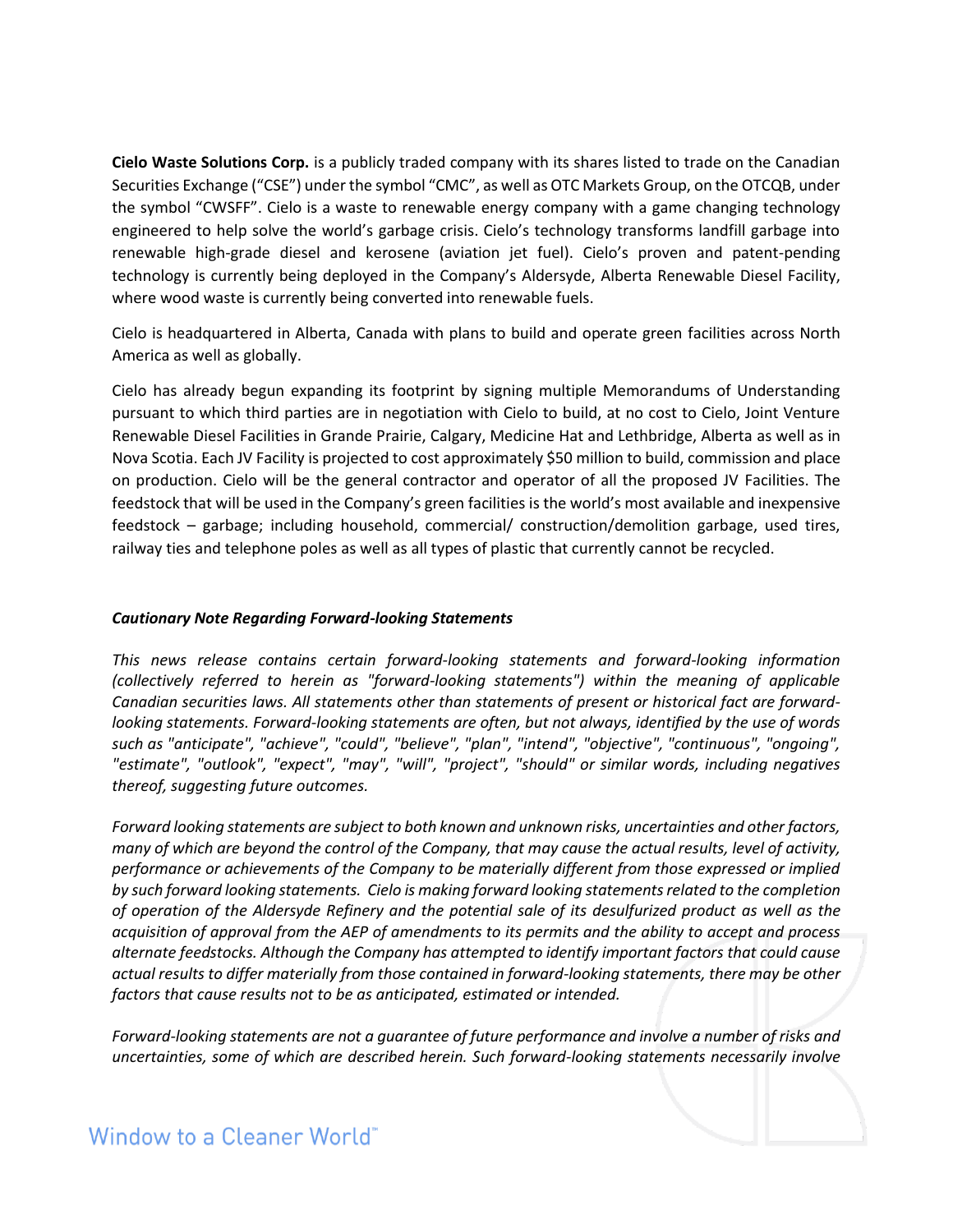**Cielo Waste Solutions Corp.** is a publicly traded company with its shares listed to trade on the Canadian Securities Exchange ("CSE") under the symbol "CMC", as well as OTC Markets Group, on the OTCQB, under the symbol "CWSFF". Cielo is a waste to renewable energy company with a game changing technology engineered to help solve the world's garbage crisis. Cielo's technology transforms landfill garbage into renewable high-grade diesel and kerosene (aviation jet fuel). Cielo's proven and patent-pending technology is currently being deployed in the Company's Aldersyde, Alberta Renewable Diesel Facility, where wood waste is currently being converted into renewable fuels.

Cielo is headquartered in Alberta, Canada with plans to build and operate green facilities across North America as well as globally.

Cielo has already begun expanding its footprint by signing multiple Memorandums of Understanding pursuant to which third parties are in negotiation with Cielo to build, at no cost to Cielo, Joint Venture Renewable Diesel Facilities in Grande Prairie, Calgary, Medicine Hat and Lethbridge, Alberta as well as in Nova Scotia. Each JV Facility is projected to cost approximately $50 million to build, commission and place on production. Cielo will be the general contractor and operator of all the proposed JV Facilities. The feedstock that will be used in the Company's green facilities is the world's most available and inexpensive feedstock – garbage; including household, commercial/ construction/demolition garbage, used tires, railway ties and telephone poles as well as all types of plastic that currently cannot be recycled.

***Cautionary Note Regarding Forward-looking Statements***

*This news release contains certain forward-looking statements and forward-looking information (collectively referred to herein as "forward-looking statements") within the meaning of applicable Canadian securities laws. All statements other than statements of present or historical fact are forward-looking statements. Forward-looking statements are often, but not always, identified by the use of words such as "anticipate", "achieve", "could", "believe", "plan", "intend", "objective", "continuous", "ongoing", "estimate", "outlook", "expect", "may", "will", "project", "should" or similar words, including negatives thereof, suggesting future outcomes.*

*Forward looking statements are subject to both known and unknown risks, uncertainties and other factors, many of which are beyond the control of the Company, that may cause the actual results, level of activity, performance or achievements of the Company to be materially different from those expressed or implied by such forward looking statements. Cielo is making forward looking statements related to the completion of operation of the Aldersyde Refinery and the potential sale of its desulfurized product as well as the acquisition of approval from the AEP of amendments to its permits and the ability to accept and process alternate feedstocks. Although the Company has attempted to identify important factors that could cause actual results to differ materially from those contained in forward-looking statements, there may be other factors that cause results not to be as anticipated, estimated or intended.*

*Forward-looking statements are not a guarantee of future performance and involve a number of risks and uncertainties, some of which are described herein. Such forward-looking statements necessarily involve*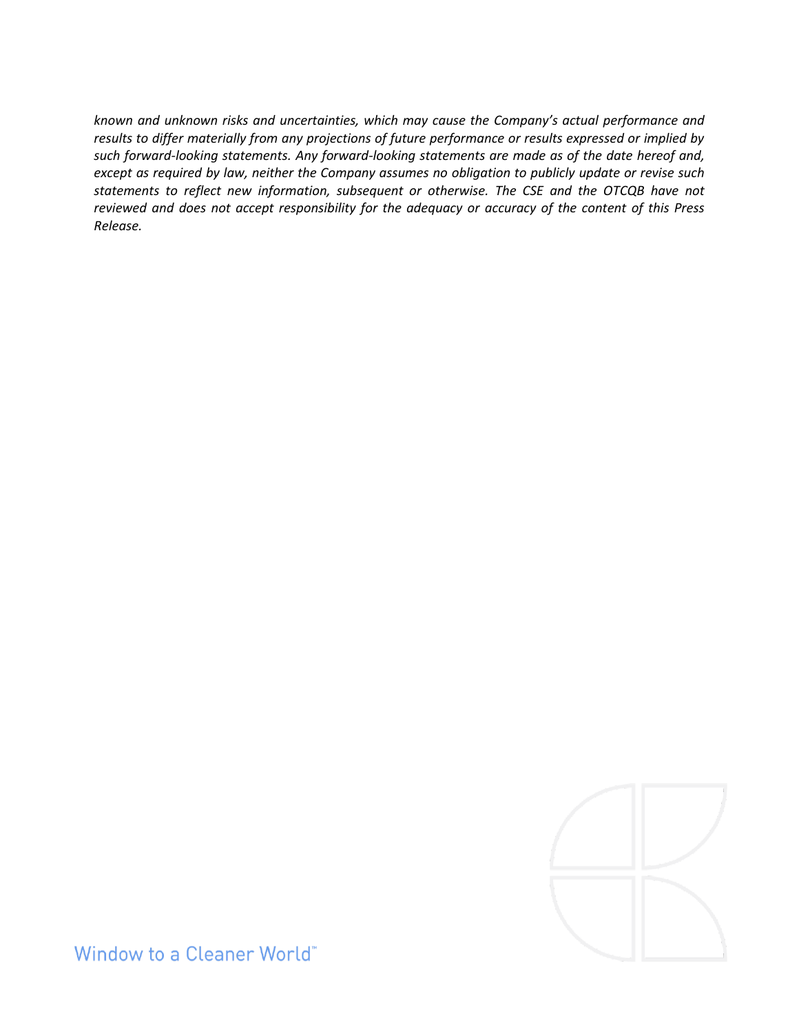*known and unknown risks and uncertainties, which may cause the Company's actual performance and results to differ materially from any projections of future performance or results expressed or implied by such forward-looking statements. Any forward-looking statements are made as of the date hereof and, except as required by law, neither the Company assumes no obligation to publicly update or revise such statements to reflect new information, subsequent or otherwise. The CSE and the OTCQB have not reviewed and does not accept responsibility for the adequacy or accuracy of the content of this Press Release.*